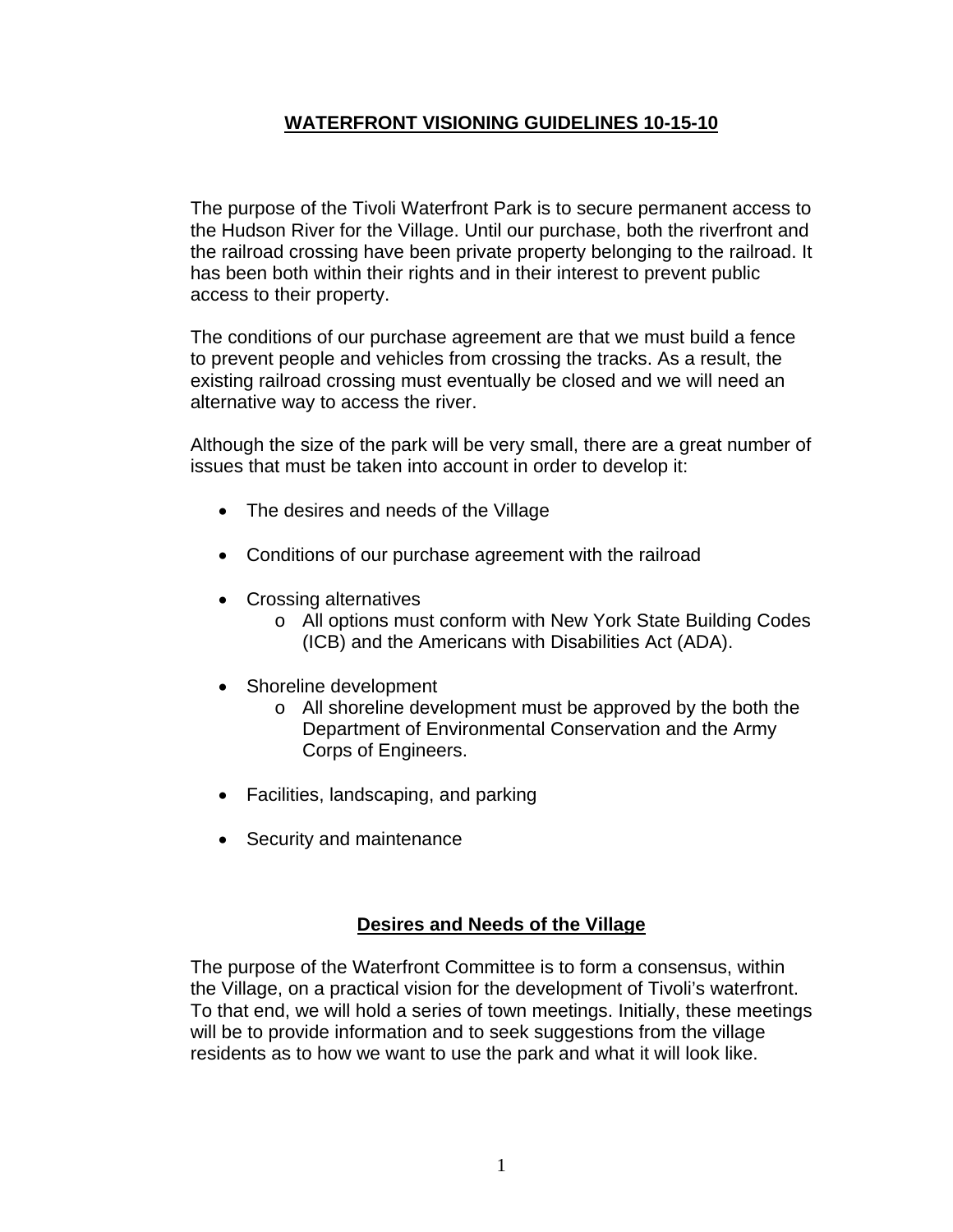# WATERFRONT VISIONING GUIDELINES 10-15-10

The purpose of the Tivoli Waterfront Park is to secure permanent access to the Hudson River for the Village. Until our purchase, both the riverfront and the railroad crossing have been private property belonging to the railroad. It has been both within their rights and in their interest to prevent public access to their property.

The conditions of our purchase agreement are that we must build a fence to prevent people and vehicles from crossing the tracks. As a result, the existing railroad crossing must eventually be closed and we will need an alternative way to access the river.

Although the size of the park will be very small, there are a great number of issues that must be taken into account in order to develop it:

- The desires and needs of the Village
- Conditions of our purchase agreement with the railroad
- Crossing alternatives
  - All options must conform with New York State Building Codes (ICB) and the Americans with Disabilities Act (ADA).
- Shoreline development
  - All shoreline development must be approved by the both the Department of Environmental Conservation and the Army Corps of Engineers.
- Facilities, landscaping, and parking
- Security and maintenance

## Desires and Needs of the Village

The purpose of the Waterfront Committee is to form a consensus, within the Village, on a practical vision for the development of Tivoli's waterfront. To that end, we will hold a series of town meetings. Initially, these meetings will be to provide information and to seek suggestions from the village residents as to how we want to use the park and what it will look like.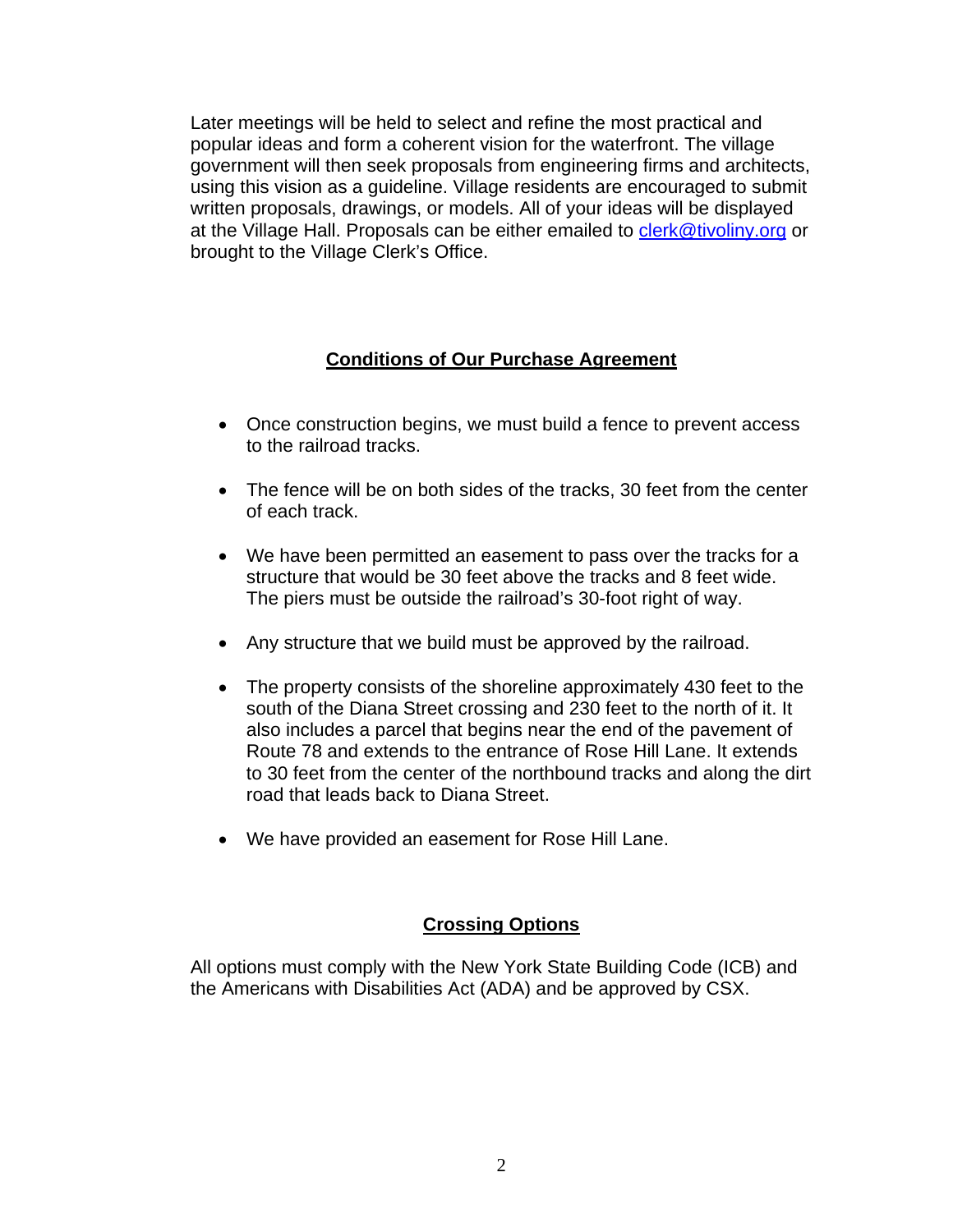Later meetings will be held to select and refine the most practical and popular ideas and form a coherent vision for the waterfront. The village government will then seek proposals from engineering firms and architects, using this vision as a guideline. Village residents are encouraged to submit written proposals, drawings, or models. All of your ideas will be displayed at the Village Hall. Proposals can be either emailed to [clerk@tivoliny.org](mailto:clerk@tivoliny.org) or brought to the Village Clerk's Office.

## Conditions of Our Purchase Agreement

- Once construction begins, we must build a fence to prevent access to the railroad tracks.
- The fence will be on both sides of the tracks, 30 feet from the center of each track.
- We have been permitted an easement to pass over the tracks for a structure that would be 30 feet above the tracks and 8 feet wide. The piers must be outside the railroad's 30-foot right of way.
- Any structure that we build must be approved by the railroad.
- The property consists of the shoreline approximately 430 feet to the south of the Diana Street crossing and 230 feet to the north of it. It also includes a parcel that begins near the end of the pavement of Route 78 and extends to the entrance of Rose Hill Lane. It extends to 30 feet from the center of the northbound tracks and along the dirt road that leads back to Diana Street.
- We have provided an easement for Rose Hill Lane.

## Crossing Options

All options must comply with the New York State Building Code (ICB) and the Americans with Disabilities Act (ADA) and be approved by CSX.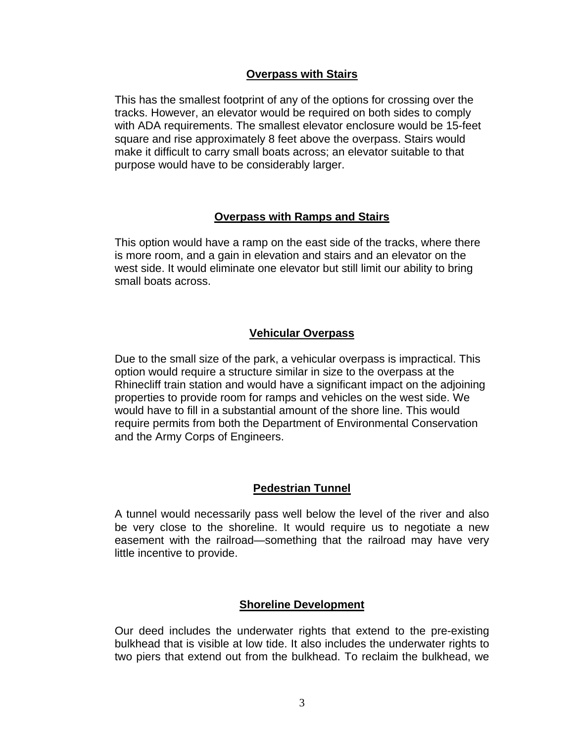### Overpass with Stairs

This has the smallest footprint of any of the options for crossing over the tracks. However, an elevator would be required on both sides to comply with ADA requirements. The smallest elevator enclosure would be 15-feet square and rise approximately 8 feet above the overpass. Stairs would make it difficult to carry small boats across; an elevator suitable to that purpose would have to be considerably larger.

### Overpass with Ramps and Stairs

This option would have a ramp on the east side of the tracks, where there is more room, and a gain in elevation and stairs and an elevator on the west side. It would eliminate one elevator but still limit our ability to bring small boats across.

### Vehicular Overpass

Due to the small size of the park, a vehicular overpass is impractical. This option would require a structure similar in size to the overpass at the Rhinecliff train station and would have a significant impact on the adjoining properties to provide room for ramps and vehicles on the west side. We would have to fill in a substantial amount of the shore line. This would require permits from both the Department of Environmental Conservation and the Army Corps of Engineers.

### Pedestrian Tunnel

A tunnel would necessarily pass well below the level of the river and also be very close to the shoreline. It would require us to negotiate a new easement with the railroad—something that the railroad may have very little incentive to provide.

### Shoreline Development

Our deed includes the underwater rights that extend to the pre-existing bulkhead that is visible at low tide. It also includes the underwater rights to two piers that extend out from the bulkhead. To reclaim the bulkhead, we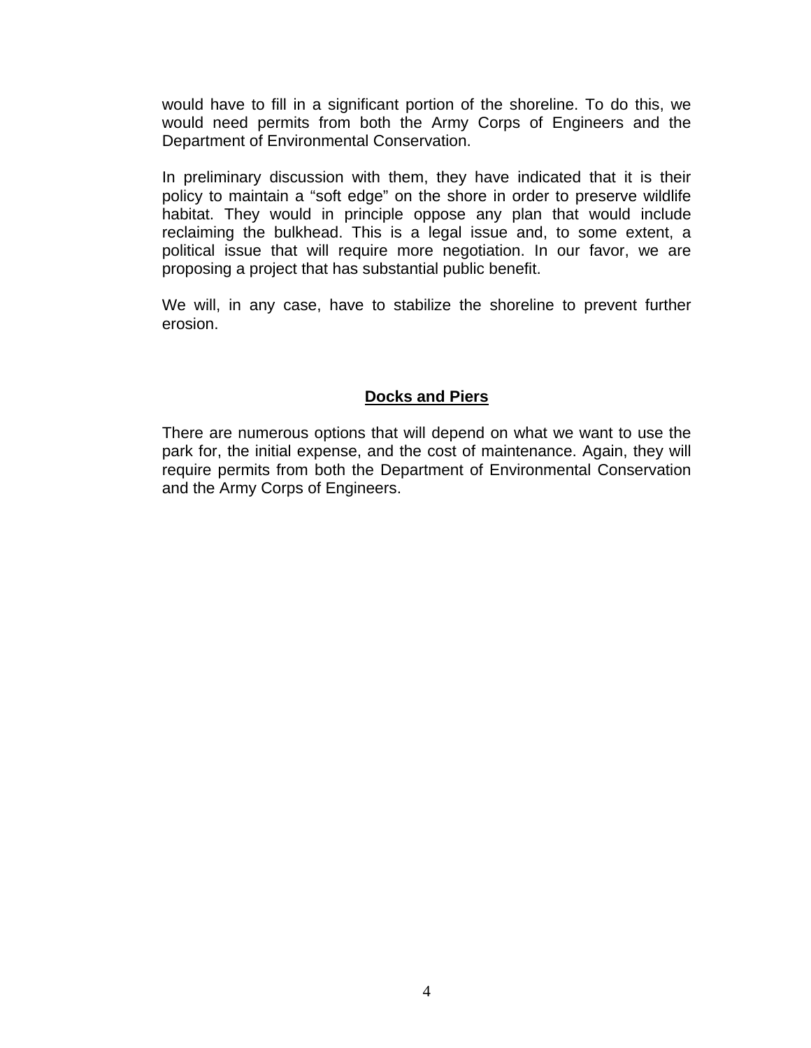would have to fill in a significant portion of the shoreline. To do this, we would need permits from both the Army Corps of Engineers and the Department of Environmental Conservation.

In preliminary discussion with them, they have indicated that it is their policy to maintain a "soft edge" on the shore in order to preserve wildlife habitat. They would in principle oppose any plan that would include reclaiming the bulkhead. This is a legal issue and, to some extent, a political issue that will require more negotiation. In our favor, we are proposing a project that has substantial public benefit.

We will, in any case, have to stabilize the shoreline to prevent further erosion.

## **Docks and Piers**

There are numerous options that will depend on what we want to use the park for, the initial expense, and the cost of maintenance. Again, they will require permits from both the Department of Environmental Conservation and the Army Corps of Engineers.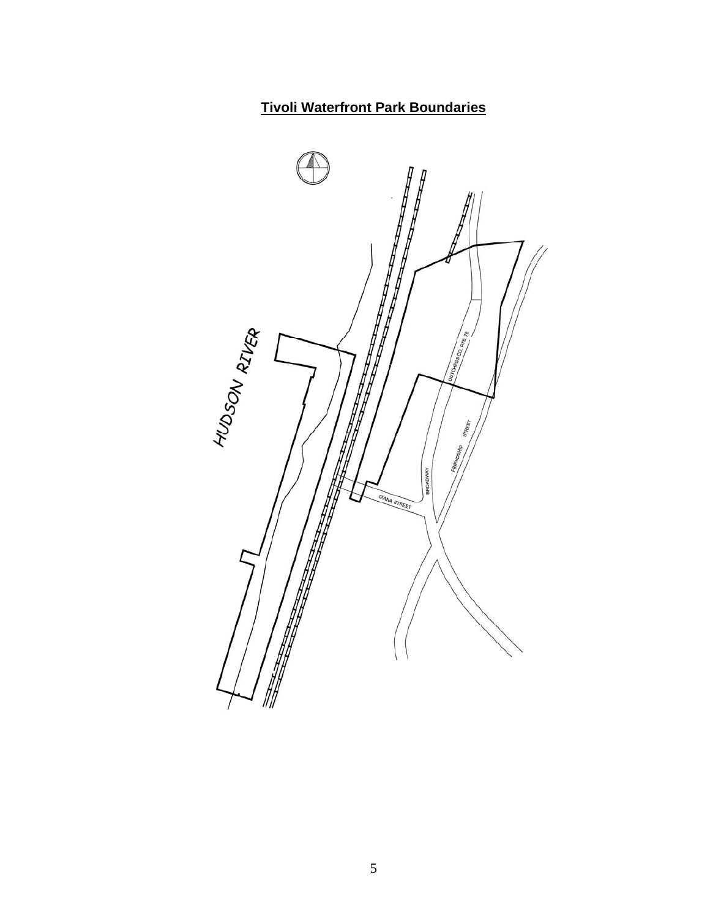**Tivoli Waterfront Park Boundaries**

HUDSON RIVER

DUTCHESS CO. RTE 78

FRIENDSHIP STREET

BROADWAY

DIANA STREET